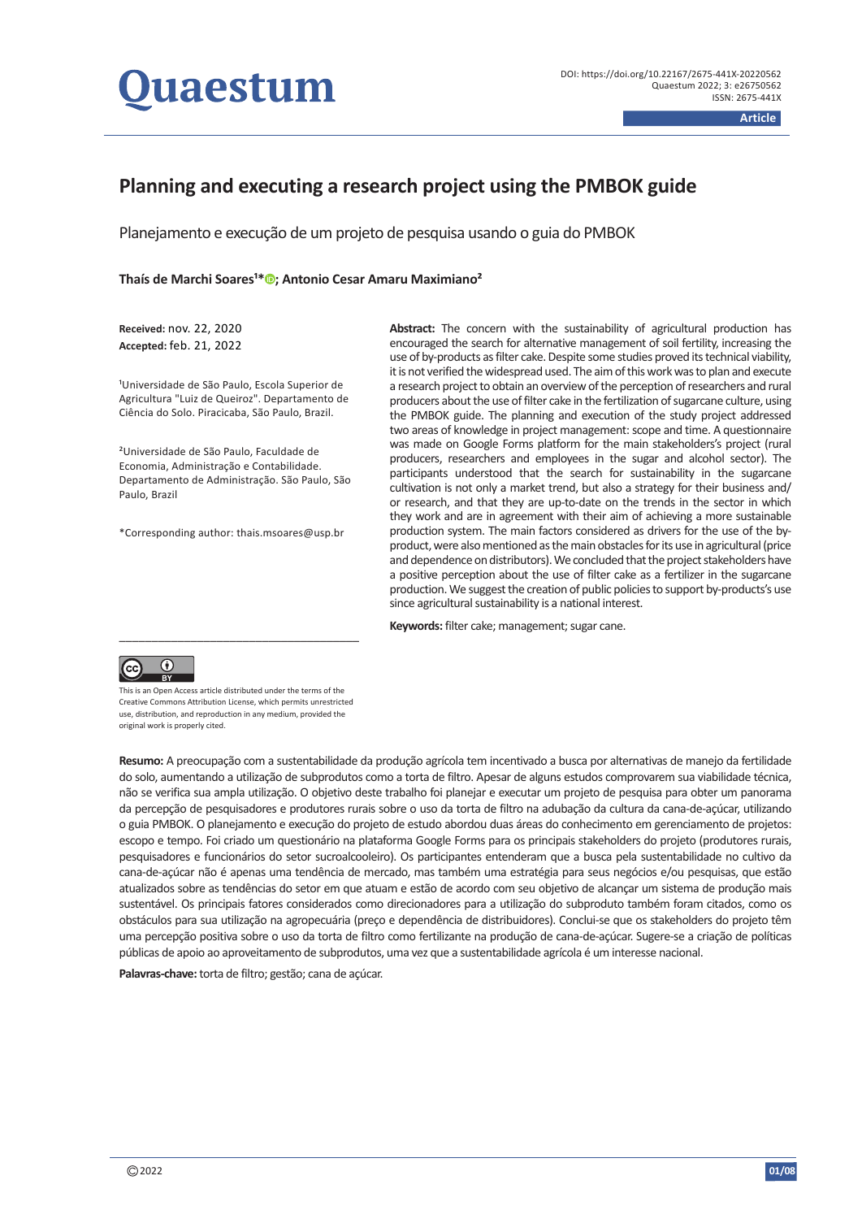Article

# Planning and executing a research project using the PMBOK guide

Planejamento e execução de um projeto de pesquisa usando o guia do PMBOK

**Thaís de Marchi Soares[1]*; Antonio Cesar Amaru Maximiano[2]**

**Received:** nov. 22, 2020
**Accepted:** feb. 21, 2022

[1]Universidade de São Paulo, Escola Superior de Agricultura "Luiz de Queiroz". Departamento de Ciência do Solo. Piracicaba, São Paulo, Brazil.

[2]Universidade de São Paulo, Faculdade de Economia, Administração e Contabilidade. Departamento de Administração. São Paulo, São Paulo, Brazil

*Corresponding author: thais.msoares@usp.br

**Abstract:** The concern with the sustainability of agricultural production has encouraged the search for alternative management of soil fertility, increasing the use of by-products as filter cake. Despite some studies proved its technical viability, it is not verified the widespread used. The aim of this work was to plan and execute a research project to obtain an overview of the perception of researchers and rural producers about the use of filter cake in the fertilization of sugarcane culture, using the PMBOK guide. The planning and execution of the study project addressed two areas of knowledge in project management: scope and time. A questionnaire was made on Google Forms platform for the main stakeholders's project (rural producers, researchers and employees in the sugar and alcohol sector). The participants understood that the search for sustainability in the sugarcane cultivation is not only a market trend, but also a strategy for their business and/or research, and that they are up-to-date on the trends in the sector in which they work and are in agreement with their aim of achieving a more sustainable production system. The main factors considered as drivers for the use of the by-product, were also mentioned as the main obstacles for its use in agricultural (price and dependence on distributors). We concluded that the project stakeholders have a positive perception about the use of filter cake as a fertilizer in the sugarcane production. We suggest the creation of public policies to support by-products's use since agricultural sustainability is a national interest.

**Keywords:** filter cake; management; sugar cane.

This is an Open Access article distributed under the terms of the Creative Commons Attribution License, which permits unrestricted use, distribution, and reproduction in any medium, provided the original work is properly cited.

**Resumo:** A preocupação com a sustentabilidade da produção agrícola tem incentivado a busca por alternativas de manejo da fertilidade do solo, aumentando a utilização de subprodutos como a torta de filtro. Apesar de alguns estudos comprovarem sua viabilidade técnica, não se verifica sua ampla utilização. O objetivo deste trabalho foi planejar e executar um projeto de pesquisa para obter um panorama da percepção de pesquisadores e produtores rurais sobre o uso da torta de filtro na adubação da cultura da cana-de-açúcar, utilizando o guia PMBOK. O planejamento e execução do projeto de estudo abordou duas áreas do conhecimento em gerenciamento de projetos: escopo e tempo. Foi criado um questionário na plataforma Google Forms para os principais stakeholders do projeto (produtores rurais, pesquisadores e funcionários do setor sucroalcooleiro). Os participantes entenderam que a busca pela sustentabilidade no cultivo da cana-de-açúcar não é apenas uma tendência de mercado, mas também uma estratégia para seus negócios e/ou pesquisas, que estão atualizados sobre as tendências do setor em que atuam e estão de acordo com seu objetivo de alcançar um sistema de produção mais sustentável. Os principais fatores considerados como direcionadores para a utilização do subproduto também foram citados, como os obstáculos para sua utilização na agropecuária (preço e dependência de distribuidores). Conclui-se que os stakeholders do projeto têm uma percepção positiva sobre o uso da torta de filtro como fertilizante na produção de cana-de-açúcar. Sugere-se a criação de políticas públicas de apoio ao aproveitamento de subprodutos, uma vez que a sustentabilidade agrícola é um interesse nacional.

**Palavras-chave:** torta de filtro; gestão; cana de açúcar.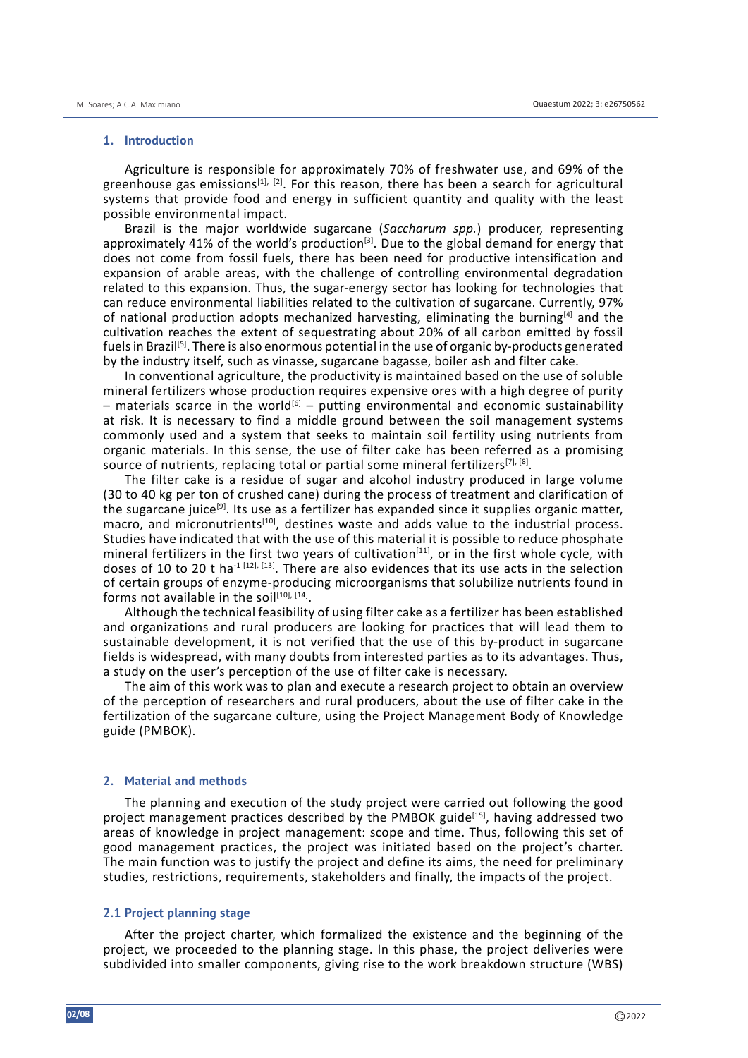## 1. Introduction

Agriculture is responsible for approximately 70% of freshwater use, and 69% of the greenhouse gas emissions[1], [2]. For this reason, there has been a search for agricultural systems that provide food and energy in sufficient quantity and quality with the least possible environmental impact.

Brazil is the major worldwide sugarcane (*Saccharum spp.*) producer, representing approximately 41% of the world's production[3]. Due to the global demand for energy that does not come from fossil fuels, there has been need for productive intensification and expansion of arable areas, with the challenge of controlling environmental degradation related to this expansion. Thus, the sugar-energy sector has looking for technologies that can reduce environmental liabilities related to the cultivation of sugarcane. Currently, 97% of national production adopts mechanized harvesting, eliminating the burning[4] and the cultivation reaches the extent of sequestrating about 20% of all carbon emitted by fossil fuels in Brazil[5]. There is also enormous potential in the use of organic by-products generated by the industry itself, such as vinasse, sugarcane bagasse, boiler ash and filter cake.

In conventional agriculture, the productivity is maintained based on the use of soluble mineral fertilizers whose production requires expensive ores with a high degree of purity – materials scarce in the world[6] – putting environmental and economic sustainability at risk. It is necessary to find a middle ground between the soil management systems commonly used and a system that seeks to maintain soil fertility using nutrients from organic materials. In this sense, the use of filter cake has been referred as a promising source of nutrients, replacing total or partial some mineral fertilizers[7], [8].

The filter cake is a residue of sugar and alcohol industry produced in large volume (30 to 40 kg per ton of crushed cane) during the process of treatment and clarification of the sugarcane juice[9]. Its use as a fertilizer has expanded since it supplies organic matter, macro, and micronutrients[10], destines waste and adds value to the industrial process. Studies have indicated that with the use of this material it is possible to reduce phosphate mineral fertilizers in the first two years of cultivation[11], or in the first whole cycle, with doses of 10 to 20 t ha$^{-1}$ [12], [13]. There are also evidences that its use acts in the selection of certain groups of enzyme-producing microorganisms that solubilize nutrients found in forms not available in the soil[10], [14].

Although the technical feasibility of using filter cake as a fertilizer has been established and organizations and rural producers are looking for practices that will lead them to sustainable development, it is not verified that the use of this by-product in sugarcane fields is widespread, with many doubts from interested parties as to its advantages. Thus, a study on the user's perception of the use of filter cake is necessary.

The aim of this work was to plan and execute a research project to obtain an overview of the perception of researchers and rural producers, about the use of filter cake in the fertilization of the sugarcane culture, using the Project Management Body of Knowledge guide (PMBOK).

## 2. Material and methods

The planning and execution of the study project were carried out following the good project management practices described by the PMBOK guide[15], having addressed two areas of knowledge in project management: scope and time. Thus, following this set of good management practices, the project was initiated based on the project's charter. The main function was to justify the project and define its aims, the need for preliminary studies, restrictions, requirements, stakeholders and finally, the impacts of the project.

### 2.1 Project planning stage

After the project charter, which formalized the existence and the beginning of the project, we proceeded to the planning stage. In this phase, the project deliveries were subdivided into smaller components, giving rise to the work breakdown structure (WBS)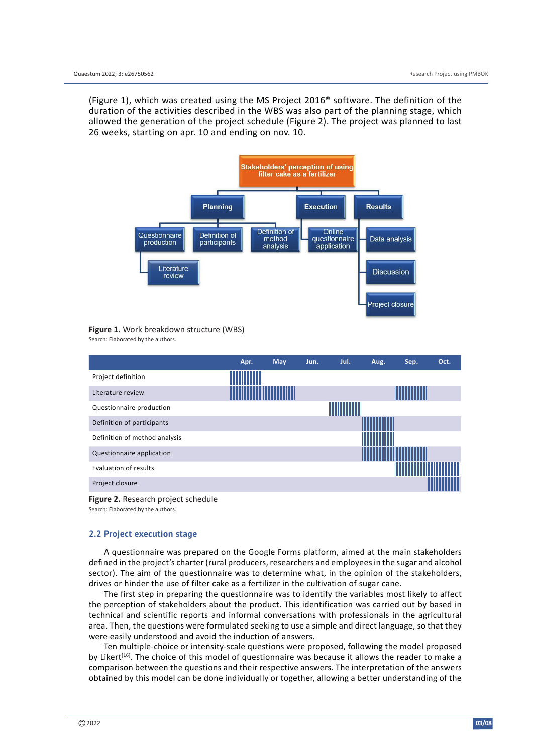(Figure 1), which was created using the MS Project 2016® software. The definition of the duration of the activities described in the WBS was also part of the planning stage, which allowed the generation of the project schedule (Figure 2). The project was planned to last 26 weeks, starting on apr. 10 and ending on nov. 10.

**Figure 1.** Work breakdown structure (WBS)
Search: Elaborated by the authors.

**Figure 2.** Research project schedule
Search: Elaborated by the authors.

## 2.2 Project execution stage

A questionnaire was prepared on the Google Forms platform, aimed at the main stakeholders defined in the project's charter (rural producers, researchers and employees in the sugar and alcohol sector). The aim of the questionnaire was to determine what, in the opinion of the stakeholders, drives or hinder the use of filter cake as a fertilizer in the cultivation of sugar cane.

The first step in preparing the questionnaire was to identify the variables most likely to affect the perception of stakeholders about the product. This identification was carried out by based in technical and scientific reports and informal conversations with professionals in the agricultural area. Then, the questions were formulated seeking to use a simple and direct language, so that they were easily understood and avoid the induction of answers.

Ten multiple-choice or intensity-scale questions were proposed, following the model proposed by Likert[16]. The choice of this model of questionnaire was because it allows the reader to make a comparison between the questions and their respective answers. The interpretation of the answers obtained by this model can be done individually or together, allowing a better understanding of the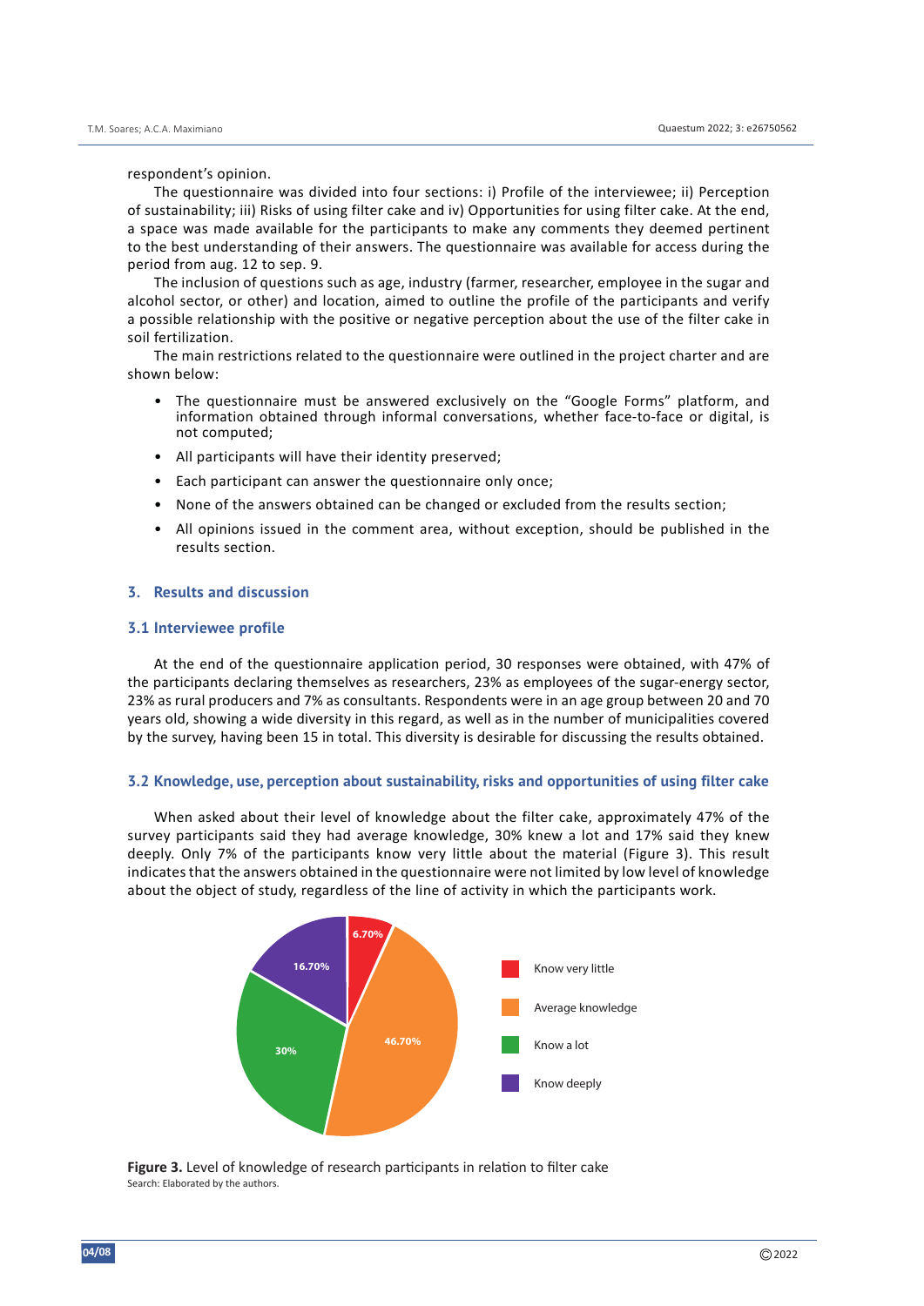respondent's opinion.

The questionnaire was divided into four sections: i) Profile of the interviewee; ii) Perception of sustainability; iii) Risks of using filter cake and iv) Opportunities for using filter cake. At the end, a space was made available for the participants to make any comments they deemed pertinent to the best understanding of their answers. The questionnaire was available for access during the period from aug. 12 to sep. 9.

The inclusion of questions such as age, industry (farmer, researcher, employee in the sugar and alcohol sector, or other) and location, aimed to outline the profile of the participants and verify a possible relationship with the positive or negative perception about the use of the filter cake in soil fertilization.

The main restrictions related to the questionnaire were outlined in the project charter and are shown below:

- The questionnaire must be answered exclusively on the "Google Forms" platform, and information obtained through informal conversations, whether face-to-face or digital, is not computed;
- All participants will have their identity preserved;
- Each participant can answer the questionnaire only once;
- None of the answers obtained can be changed or excluded from the results section;
- All opinions issued in the comment area, without exception, should be published in the results section.

## 3. Results and discussion

### 3.1 Interviewee profile

At the end of the questionnaire application period, 30 responses were obtained, with 47% of the participants declaring themselves as researchers, 23% as employees of the sugar-energy sector, 23% as rural producers and 7% as consultants. Respondents were in an age group between 20 and 70 years old, showing a wide diversity in this regard, as well as in the number of municipalities covered by the survey, having been 15 in total. This diversity is desirable for discussing the results obtained.

### 3.2 Knowledge, use, perception about sustainability, risks and opportunities of using filter cake

When asked about their level of knowledge about the filter cake, approximately 47% of the survey participants said they had average knowledge, 30% knew a lot and 17% said they knew deeply. Only 7% of the participants know very little about the material (Figure 3). This result indicates that the answers obtained in the questionnaire were not limited by low level of knowledge about the object of study, regardless of the line of activity in which the participants work.

| Level of knowledge | Percentage |
|---|---|
| Know very little | 6.70% |
| Average knowledge | 46.70% |
| Know a lot | 30% |
| Know deeply | 16.70% |

**Figure 3.** Level of knowledge of research participants in relation to filter cake
Search: Elaborated by the authors.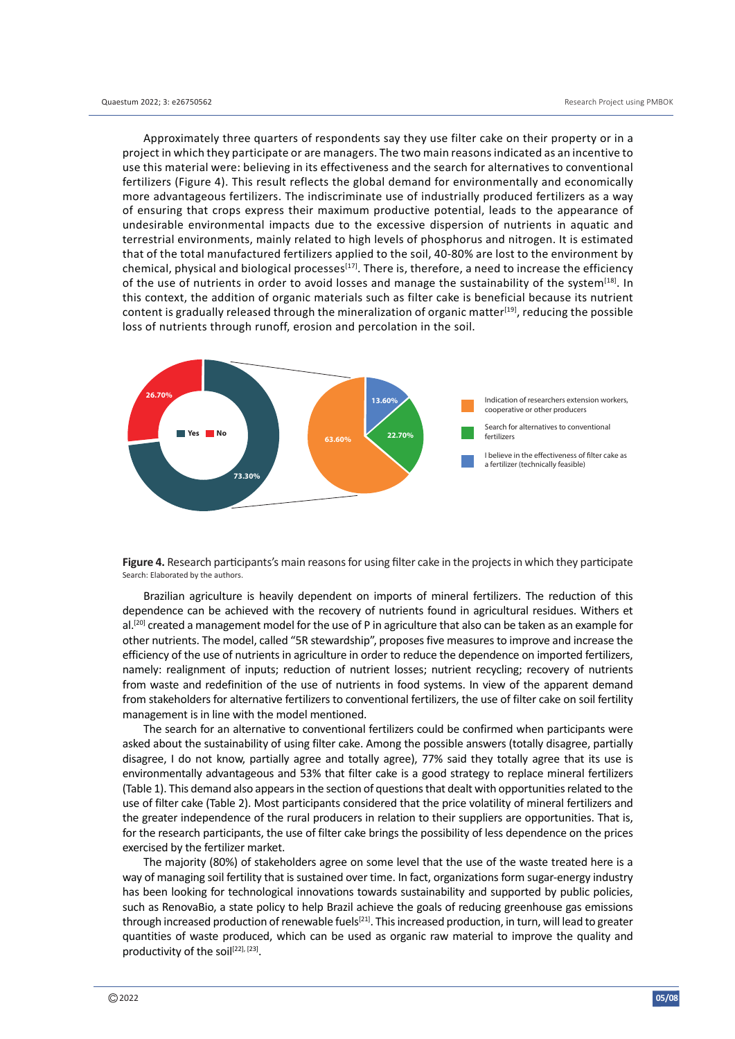Approximately three quarters of respondents say they use filter cake on their property or in a project in which they participate or are managers. The two main reasons indicated as an incentive to use this material were: believing in its effectiveness and the search for alternatives to conventional fertilizers (Figure 4). This result reflects the global demand for environmentally and economically more advantageous fertilizers. The indiscriminate use of industrially produced fertilizers as a way of ensuring that crops express their maximum productive potential, leads to the appearance of undesirable environmental impacts due to the excessive dispersion of nutrients in aquatic and terrestrial environments, mainly related to high levels of phosphorus and nitrogen. It is estimated that of the total manufactured fertilizers applied to the soil, 40-80% are lost to the environment by chemical, physical and biological processes[17]. There is, therefore, a need to increase the efficiency of the use of nutrients in order to avoid losses and manage the sustainability of the system[18]. In this context, the addition of organic materials such as filter cake is beneficial because its nutrient content is gradually released through the mineralization of organic matter[19], reducing the possible loss of nutrients through runoff, erosion and percolation in the soil.

26.70%

Yes No

73.30%

13.60%

22.70%

63.60%

Indication of researchers extension workers, cooperative or other producers

Search for alternatives to conventional fertilizers

I believe in the effectiveness of filter cake as a fertilizer (technically feasible)

**Figure 4.** Research participants's main reasons for using filter cake in the projects in which they participate
Search: Elaborated by the authors.

Brazilian agriculture is heavily dependent on imports of mineral fertilizers. The reduction of this dependence can be achieved with the recovery of nutrients found in agricultural residues. Withers et al.[20] created a management model for the use of P in agriculture that also can be taken as an example for other nutrients. The model, called "5R stewardship", proposes five measures to improve and increase the efficiency of the use of nutrients in agriculture in order to reduce the dependence on imported fertilizers, namely: realignment of inputs; reduction of nutrient losses; nutrient recycling; recovery of nutrients from waste and redefinition of the use of nutrients in food systems. In view of the apparent demand from stakeholders for alternative fertilizers to conventional fertilizers, the use of filter cake on soil fertility management is in line with the model mentioned.

The search for an alternative to conventional fertilizers could be confirmed when participants were asked about the sustainability of using filter cake. Among the possible answers (totally disagree, partially disagree, I do not know, partially agree and totally agree), 77% said they totally agree that its use is environmentally advantageous and 53% that filter cake is a good strategy to replace mineral fertilizers (Table 1). This demand also appears in the section of questions that dealt with opportunities related to the use of filter cake (Table 2). Most participants considered that the price volatility of mineral fertilizers and the greater independence of the rural producers in relation to their suppliers are opportunities. That is, for the research participants, the use of filter cake brings the possibility of less dependence on the prices exercised by the fertilizer market.

The majority (80%) of stakeholders agree on some level that the use of the waste treated here is a way of managing soil fertility that is sustained over time. In fact, organizations form sugar-energy industry has been looking for technological innovations towards sustainability and supported by public policies, such as RenovaBio, a state policy to help Brazil achieve the goals of reducing greenhouse gas emissions through increased production of renewable fuels[21]. This increased production, in turn, will lead to greater quantities of waste produced, which can be used as organic raw material to improve the quality and productivity of the soil[22], [23].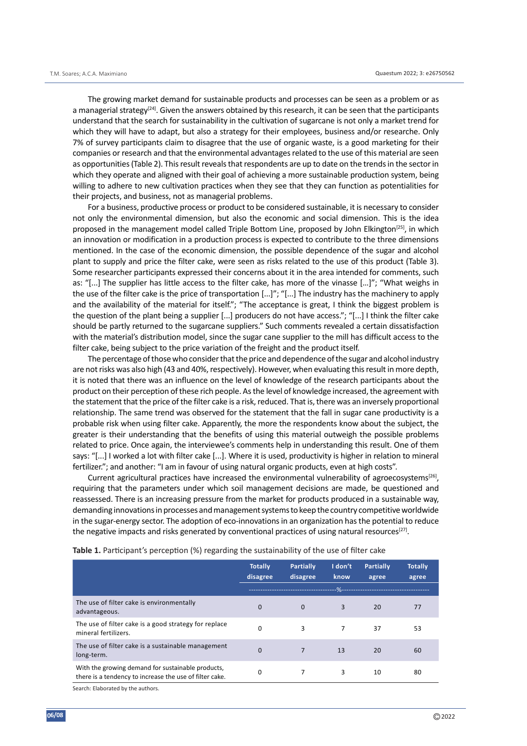The growing market demand for sustainable products and processes can be seen as a problem or as a managerial strategy[24]. Given the answers obtained by this research, it can be seen that the participants understand that the search for sustainability in the cultivation of sugarcane is not only a market trend for which they will have to adapt, but also a strategy for their employees, business and/or researche. Only 7% of survey participants claim to disagree that the use of organic waste, is a good marketing for their companies or research and that the environmental advantages related to the use of this material are seen as opportunities (Table 2). This result reveals that respondents are up to date on the trends in the sector in which they operate and aligned with their goal of achieving a more sustainable production system, being willing to adhere to new cultivation practices when they see that they can function as potentialities for their projects, and business, not as managerial problems.

For a business, productive process or product to be considered sustainable, it is necessary to consider not only the environmental dimension, but also the economic and social dimension. This is the idea proposed in the management model called Triple Bottom Line, proposed by John Elkington[25], in which an innovation or modification in a production process is expected to contribute to the three dimensions mentioned. In the case of the economic dimension, the possible dependence of the sugar and alcohol plant to supply and price the filter cake, were seen as risks related to the use of this product (Table 3). Some researcher participants expressed their concerns about it in the area intended for comments, such as: "[...] The supplier has little access to the filter cake, has more of the vinasse [...]"; "What weighs in the use of the filter cake is the price of transportation [...]"; "[...] The industry has the machinery to apply and the availability of the material for itself."; "The acceptance is great, I think the biggest problem is the question of the plant being a supplier [...] producers do not have access."; "[...] I think the filter cake should be partly returned to the sugarcane suppliers." Such comments revealed a certain dissatisfaction with the material's distribution model, since the sugar cane supplier to the mill has difficult access to the filter cake, being subject to the price variation of the freight and the product itself.

The percentage of those who consider that the price and dependence of the sugar and alcohol industry are not risks was also high (43 and 40%, respectively). However, when evaluating this result in more depth, it is noted that there was an influence on the level of knowledge of the research participants about the product on their perception of these rich people. As the level of knowledge increased, the agreement with the statement that the price of the filter cake is a risk, reduced. That is, there was an inversely proportional relationship. The same trend was observed for the statement that the fall in sugar cane productivity is a probable risk when using filter cake. Apparently, the more the respondents know about the subject, the greater is their understanding that the benefits of using this material outweigh the possible problems related to price. Once again, the interviewee's comments help in understanding this result. One of them says: "[...] I worked a lot with filter cake [...]. Where it is used, productivity is higher in relation to mineral fertilizer."; and another: "I am in favour of using natural organic products, even at high costs".

Current agricultural practices have increased the environmental vulnerability of agroecosystems[26], requiring that the parameters under which soil management decisions are made, be questioned and reassessed. There is an increasing pressure from the market for products produced in a sustainable way, demanding innovations in processes and management systems to keep the country competitive worldwide in the sugar-energy sector. The adoption of eco-innovations in an organization has the potential to reduce the negative impacts and risks generated by conventional practices of using natural resources[27].

**Table 1.** Participant's perception (%) regarding the sustainability of the use of filter cake

| | Totally disagree | Partially disagree | I don't know | Partially agree | Totally agree |
|---|---|---|---|---|---|
| | % | | | | |
| The use of filter cake is environmentally advantageous. | 0 | 0 | 3 | 20 | 77 |
| The use of filter cake is a good strategy for replace mineral fertilizers. | 0 | 3 | 7 | 37 | 53 |
| The use of filter cake is a sustainable management long-term. | 0 | 7 | 13 | 20 | 60 |
| With the growing demand for sustainable products, there is a tendency to increase the use of filter cake. | 0 | 7 | 3 | 10 | 80 |

Search: Elaborated by the authors.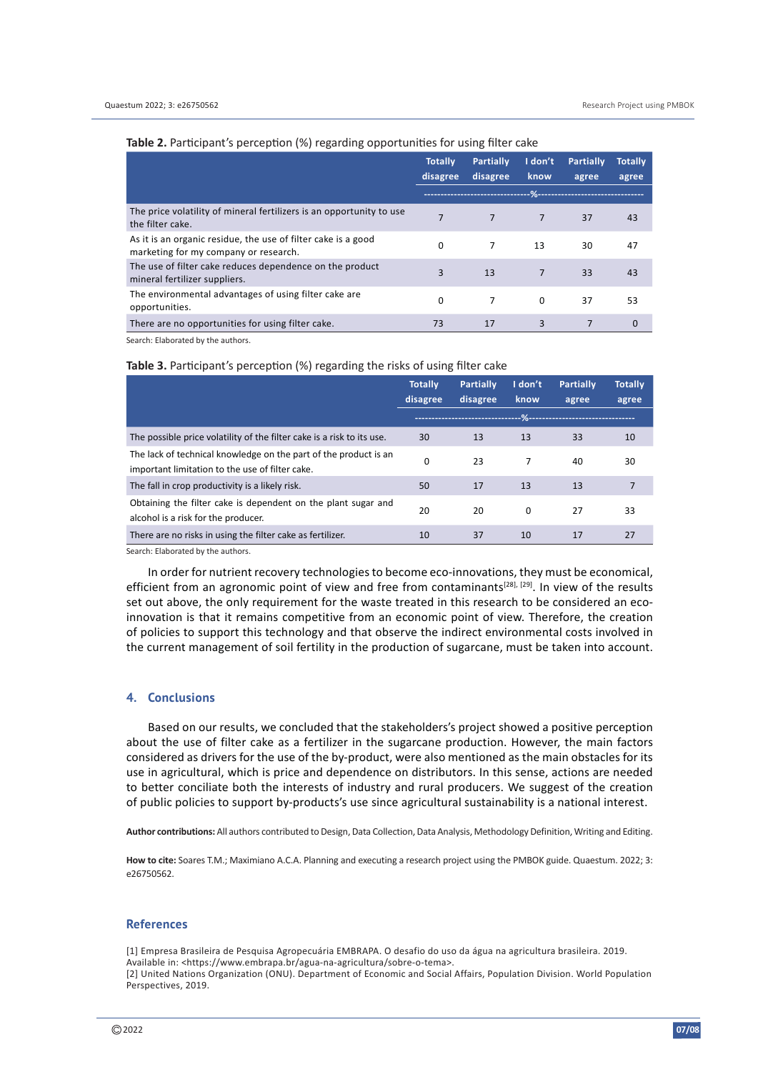**Table 2.** Participant's perception (%) regarding opportunities for using filter cake

| | Totally disagree | Partially disagree | I don't know | Partially agree | Totally agree |
|---|---|---|---|---|---|
| | --------------- | --------------- | % | --------------- | --------------- |
| The price volatility of mineral fertilizers is an opportunity to use the filter cake. | 7 | 7 | 7 | 37 | 43 |
| As it is an organic residue, the use of filter cake is a good marketing for my company or research. | 0 | 7 | 13 | 30 | 47 |
| The use of filter cake reduces dependence on the product mineral fertilizer suppliers. | 3 | 13 | 7 | 33 | 43 |
| The environmental advantages of using filter cake are opportunities. | 0 | 7 | 0 | 37 | 53 |
| There are no opportunities for using filter cake. | 73 | 17 | 3 | 7 | 0 |

Search: Elaborated by the authors.

**Table 3.** Participant's perception (%) regarding the risks of using filter cake

| | Totally disagree | Partially disagree | I don't know | Partially agree | Totally agree |
|---|---|---|---|---|---|
| | --------------- | --------------- | % | --------------- | --------------- |
| The possible price volatility of the filter cake is a risk to its use. | 30 | 13 | 13 | 33 | 10 |
| The lack of technical knowledge on the part of the product is an important limitation to the use of filter cake. | 0 | 23 | 7 | 40 | 30 |
| The fall in crop productivity is a likely risk. | 50 | 17 | 13 | 13 | 7 |
| Obtaining the filter cake is dependent on the plant sugar and alcohol is a risk for the producer. | 20 | 20 | 0 | 27 | 33 |
| There are no risks in using the filter cake as fertilizer. | 10 | 37 | 10 | 17 | 27 |

Search: Elaborated by the authors.

In order for nutrient recovery technologies to become eco-innovations, they must be economical, efficient from an agronomic point of view and free from contaminants[28], [29]. In view of the results set out above, the only requirement for the waste treated in this research to be considered an eco-innovation is that it remains competitive from an economic point of view. Therefore, the creation of policies to support this technology and that observe the indirect environmental costs involved in the current management of soil fertility in the production of sugarcane, must be taken into account.

## 4. Conclusions

Based on our results, we concluded that the stakeholders's project showed a positive perception about the use of filter cake as a fertilizer in the sugarcane production. However, the main factors considered as drivers for the use of the by-product, were also mentioned as the main obstacles for its use in agricultural, which is price and dependence on distributors. In this sense, actions are needed to better conciliate both the interests of industry and rural producers. We suggest of the creation of public policies to support by-products's use since agricultural sustainability is a national interest.

**Author contributions:** All authors contributed to Design, Data Collection, Data Analysis, Methodology Definition, Writing and Editing.

**How to cite:** Soares T.M.; Maximiano A.C.A. Planning and executing a research project using the PMBOK guide. Quaestum. 2022; 3: e26750562.

## References

[1] Empresa Brasileira de Pesquisa Agropecuária EMBRAPA. O desafio do uso da água na agricultura brasileira. 2019. Available in: <https://www.embrapa.br/agua-na-agricultura/sobre-o-tema>.
[2] United Nations Organization (ONU). Department of Economic and Social Affairs, Population Division. World Population Perspectives, 2019.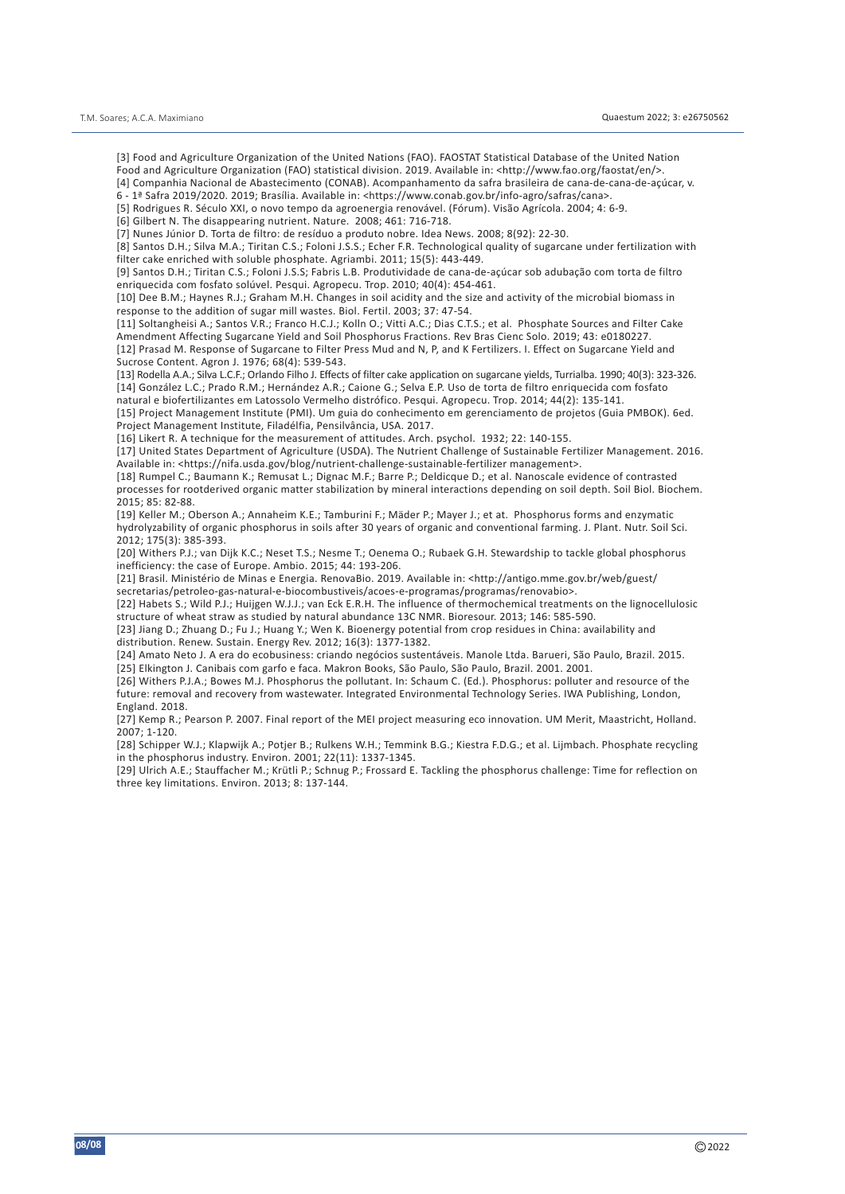[3] Food and Agriculture Organization of the United Nations (FAO). FAOSTAT Statistical Database of the United Nation Food and Agriculture Organization (FAO) statistical division. 2019. Available in: <http://www.fao.org/faostat/en/>.

[4] Companhia Nacional de Abastecimento (CONAB). Acompanhamento da safra brasileira de cana-de-cana-de-açúcar, v. 6 - 1ª Safra 2019/2020. 2019; Brasília. Available in: <https://www.conab.gov.br/info-agro/safras/cana>.

[5] Rodrigues R. Século XXI, o novo tempo da agroenergia renovável. (Fórum). Visão Agrícola. 2004; 4: 6-9.

[6] Gilbert N. The disappearing nutrient. Nature. 2008; 461: 716-718.

[7] Nunes Júnior D. Torta de filtro: de resíduo a produto nobre. Idea News. 2008; 8(92): 22-30.

[8] Santos D.H.; Silva M.A.; Tiritan C.S.; Foloni J.S.S.; Echer F.R. Technological quality of sugarcane under fertilization with filter cake enriched with soluble phosphate. Agriambi. 2011; 15(5): 443-449.

[9] Santos D.H.; Tiritan C.S.; Foloni J.S.S; Fabris L.B. Produtividade de cana-de-açúcar sob adubação com torta de filtro enriquecida com fosfato solúvel. Pesqui. Agropecu. Trop. 2010; 40(4): 454-461.

[10] Dee B.M.; Haynes R.J.; Graham M.H. Changes in soil acidity and the size and activity of the microbial biomass in response to the addition of sugar mill wastes. Biol. Fertil. 2003; 37: 47-54.

[11] Soltangheisi A.; Santos V.R.; Franco H.C.J.; Kolln O.; Vitti A.C.; Dias C.T.S.; et al. Phosphate Sources and Filter Cake Amendment Affecting Sugarcane Yield and Soil Phosphorus Fractions. Rev Bras Cienc Solo. 2019; 43: e0180227.

[12] Prasad M. Response of Sugarcane to Filter Press Mud and N, P, and K Fertilizers. I. Effect on Sugarcane Yield and Sucrose Content. Agron J. 1976; 68(4): 539-543.

[13] Rodella A.A.; Silva L.C.F.; Orlando Filho J. Effects of filter cake application on sugarcane yields, Turrialba. 1990; 40(3): 323-326.

[14] González L.C.; Prado R.M.; Hernández A.R.; Caione G.; Selva E.P. Uso de torta de filtro enriquecida com fosfato natural e biofertilizantes em Latossolo Vermelho distrófico. Pesqui. Agropecu. Trop. 2014; 44(2): 135-141.

[15] Project Management Institute (PMI). Um guia do conhecimento em gerenciamento de projetos (Guia PMBOK). 6ed. Project Management Institute, Filadélfia, Pensilvância, USA. 2017.

[16] Likert R. A technique for the measurement of attitudes. Arch. psychol. 1932; 22: 140-155.

[17] United States Department of Agriculture (USDA). The Nutrient Challenge of Sustainable Fertilizer Management. 2016. Available in: <https://nifa.usda.gov/blog/nutrient-challenge-sustainable-fertilizer management>.

[18] Rumpel C.; Baumann K.; Remusat L.; Dignac M.F.; Barre P.; Deldicque D.; et al. Nanoscale evidence of contrasted processes for rootderived organic matter stabilization by mineral interactions depending on soil depth. Soil Biol. Biochem. 2015; 85: 82-88.

[19] Keller M.; Oberson A.; Annaheim K.E.; Tamburini F.; Mäder P.; Mayer J.; et at. Phosphorus forms and enzymatic hydrolyzability of organic phosphorus in soils after 30 years of organic and conventional farming. J. Plant. Nutr. Soil Sci. 2012; 175(3): 385-393.

[20] Withers P.J.; van Dijk K.C.; Neset T.S.; Nesme T.; Oenema O.; Rubaek G.H. Stewardship to tackle global phosphorus inefficiency: the case of Europe. Ambio. 2015; 44: 193-206.

[21] Brasil. Ministério de Minas e Energia. RenovaBio. 2019. Available in: <http://antigo.mme.gov.br/web/guest/secretarias/petroleo-gas-natural-e-biocombustiveis/acoes-e-programas/programas/renovabio>.

[22] Habets S.; Wild P.J.; Huijgen W.J.J.; van Eck E.R.H. The influence of thermochemical treatments on the lignocellulosic structure of wheat straw as studied by natural abundance 13C NMR. Bioresour. 2013; 146: 585-590.

[23] Jiang D.; Zhuang D.; Fu J.; Huang Y.; Wen K. Bioenergy potential from crop residues in China: availability and distribution. Renew. Sustain. Energy Rev. 2012; 16(3): 1377-1382.

[24] Amato Neto J. A era do ecobusiness: criando negócios sustentáveis. Manole Ltda. Barueri, São Paulo, Brazil. 2015.

[25] Elkington J. Canibais com garfo e faca. Makron Books, São Paulo, São Paulo, Brazil. 2001. 2001.

[26] Withers P.J.A.; Bowes M.J. Phosphorus the pollutant. In: Schaum C. (Ed.). Phosphorus: polluter and resource of the future: removal and recovery from wastewater. Integrated Environmental Technology Series. IWA Publishing, London, England. 2018.

[27] Kemp R.; Pearson P. 2007. Final report of the MEI project measuring eco innovation. UM Merit, Maastricht, Holland. 2007; 1-120.

[28] Schipper W.J.; Klapwijk A.; Potjer B.; Rulkens W.H.; Temmink B.G.; Kiestra F.D.G.; et al. Lijmbach. Phosphate recycling in the phosphorus industry. Environ. 2001; 22(11): 1337-1345.

[29] Ulrich A.E.; Stauffacher M.; Krütli P.; Schnug P.; Frossard E. Tackling the phosphorus challenge: Time for reflection on three key limitations. Environ. 2013; 8: 137-144.